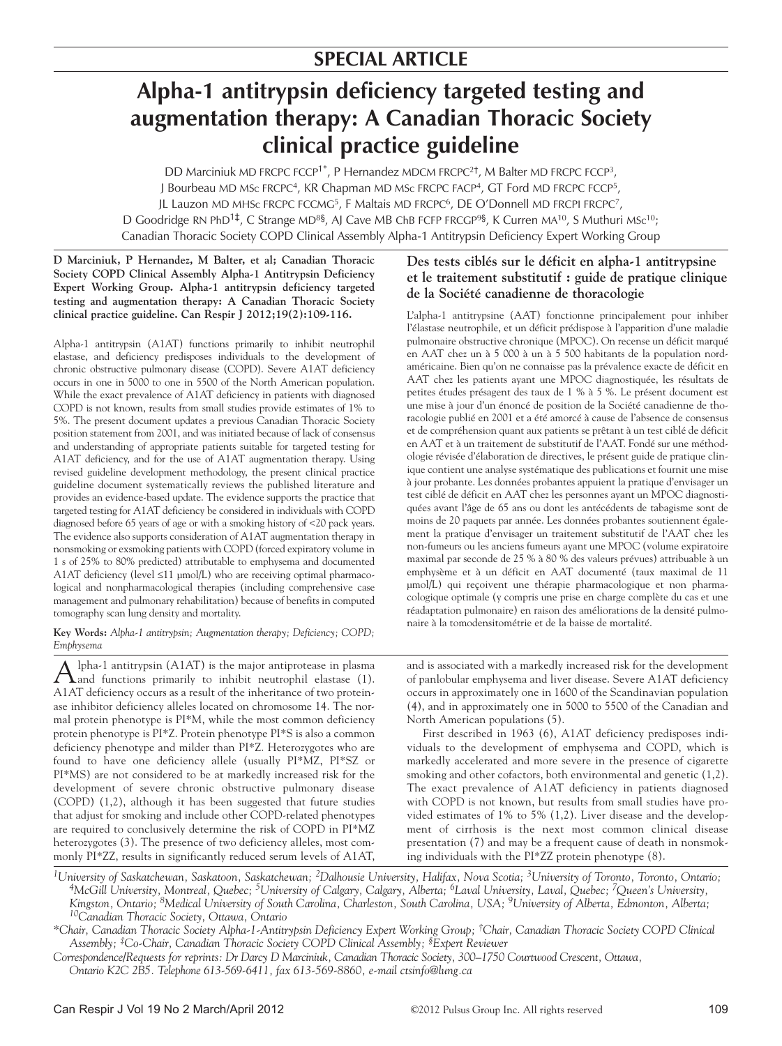## SPECIAL ARTICLE

# Alpha-1 antitrypsin deficiency targeted testing and augmentation therapy: A Canadian Thoracic Society clinical practice guideline

DD Marciniuk MD FRCPC FCCP[1*], P Hernandez MDCM FRCPC[2†], M Balter MD FRCPC FCCP[3], J Bourbeau MD MSc FRCPC[4], KR Chapman MD MSc FRCPC FACP[4], GT Ford MD FRCPC FCCP[5], JL Lauzon MD MHSc FRCPC FCCMG[5], F Maltais MD FRCPC[6], DE O'Donnell MD FRCPI FRCPC[7], D Goodridge RN PhD[1‡], C Strange MD[8§], AJ Cave MB ChB FCFP FRCGP[9§], K Curren MA[10], S Muthuri MSc[10]; Canadian Thoracic Society COPD Clinical Assembly Alpha-1 Antitrypsin Deficiency Expert Working Group

**D Marciniuk, P Hernandez, M Balter, et al; Canadian Thoracic Society COPD Clinical Assembly Alpha-1 Antitrypsin Deficiency Expert Working Group. Alpha-1 antitrypsin deficiency targeted testing and augmentation therapy: A Canadian Thoracic Society clinical practice guideline. Can Respir J 2012;19(2):109-116.**

Alpha-1 antitrypsin (A1AT) functions primarily to inhibit neutrophil elastase, and deficiency predisposes individuals to the development of chronic obstructive pulmonary disease (COPD). Severe A1AT deficiency occurs in one in 5000 to one in 5500 of the North American population. While the exact prevalence of A1AT deficiency in patients with diagnosed COPD is not known, results from small studies provide estimates of 1% to 5%. The present document updates a previous Canadian Thoracic Society position statement from 2001, and was initiated because of lack of consensus and understanding of appropriate patients suitable for targeted testing for A1AT deficiency, and for the use of A1AT augmentation therapy. Using revised guideline development methodology, the present clinical practice guideline document systematically reviews the published literature and provides an evidence-based update. The evidence supports the practice that targeted testing for A1AT deficiency be considered in individuals with COPD diagnosed before 65 years of age or with a smoking history of <20 pack years. The evidence also supports consideration of A1AT augmentation therapy in nonsmoking or exsmoking patients with COPD (forced expiratory volume in 1 s of 25% to 80% predicted) attributable to emphysema and documented A1AT deficiency (level ≤11 μmol/L) who are receiving optimal pharmacological and nonpharmacological therapies (including comprehensive case management and pulmonary rehabilitation) because of benefits in computed tomography scan lung density and mortality.

**Key Words:** *Alpha-1 antitrypsin; Augmentation therapy; Deficiency; COPD; Emphysema*

### Des tests ciblés sur le déficit en alpha-1 antitrypsine et le traitement substitutif : guide de pratique clinique de la Société canadienne de thoracologie

L'alpha-1 antitrypsine (AAT) fonctionne principalement pour inhiber l'élastase neutrophile, et un déficit prédispose à l'apparition d'une maladie pulmonaire obstructive chronique (MPOC). On recense un déficit marqué en AAT chez un à 5 000 à un à 5 500 habitants de la population nord-américaine. Bien qu'on ne connaisse pas la prévalence exacte de déficit en AAT chez les patients ayant une MPOC diagnostiquée, les résultats de petites études présagent des taux de 1 % à 5 %. Le présent document est une mise à jour d'un énoncé de position de la Société canadienne de thoracologie publié en 2001 et a été amorcé à cause de l'absence de consensus et de compréhension quant aux patients se prêtant à un test ciblé de déficit en AAT et à un traitement de substitutif de l'AAT. Fondé sur une méthodologie révisée d'élaboration de directives, le présent guide de pratique clinique contient une analyse systématique des publications et fournit une mise à jour probante. Les données probantes appuient la pratique d'envisager un test ciblé de déficit en AAT chez les personnes ayant un MPOC diagnostiquées avant l'âge de 65 ans ou dont les antécédents de tabagisme sont de moins de 20 paquets par année. Les données probantes soutiennent également la pratique d'envisager un traitement substitutif de l'AAT chez les non-fumeurs ou les anciens fumeurs ayant une MPOC (volume expiratoire maximal par seconde de 25 % à 80 % des valeurs prévues) attribuable à un emphysème et à un déficit en AAT documenté (taux maximal de 11 μmol/L) qui reçoivent une thérapie pharmacologique et non pharmacologique optimale (y compris une prise en charge complète du cas et une réadaptation pulmonaire) en raison des améliorations de la densité pulmonaire à la tomodensitométrie et de la baisse de mortalité.

Alpha-1 antitrypsin (A1AT) is the major antiprotease in plasma and functions primarily to inhibit neutrophil elastase (1). A1AT deficiency occurs as a result of the inheritance of two proteinase inhibitor deficiency alleles located on chromosome 14. The normal protein phenotype is PI*M, while the most common deficiency protein phenotype is PI*Z. Protein phenotype PI*S is also a common deficiency phenotype and milder than PI*Z. Heterozygotes who are found to have one deficiency allele (usually PI*MZ, PI*SZ or PI*MS) are not considered to be at markedly increased risk for the development of severe chronic obstructive pulmonary disease (COPD) (1,2), although it has been suggested that future studies that adjust for smoking and include other COPD-related phenotypes are required to conclusively determine the risk of COPD in PI*MZ heterozygotes (3). The presence of two deficiency alleles, most commonly PI*ZZ, results in significantly reduced serum levels of A1AT, and is associated with a markedly increased risk for the development of panlobular emphysema and liver disease. Severe A1AT deficiency occurs in approximately one in 1600 of the Scandinavian population (4), and in approximately one in 5000 to 5500 of the Canadian and North American populations (5).

First described in 1963 (6), A1AT deficiency predisposes individuals to the development of emphysema and COPD, which is markedly accelerated and more severe in the presence of cigarette smoking and other cofactors, both environmental and genetic (1,2). The exact prevalence of A1AT deficiency in patients diagnosed with COPD is not known, but results from small studies have provided estimates of 1% to 5% (1,2). Liver disease and the development of cirrhosis is the next most common clinical disease presentation (7) and may be a frequent cause of death in nonsmoking individuals with the PI*ZZ protein phenotype (8).

---

[1]University of Saskatchewan, Saskatoon, Saskatchewan; [2]Dalhousie University, Halifax, Nova Scotia; [3]University of Toronto, Toronto, Ontario; [4]McGill University, Montreal, Quebec; [5]University of Calgary, Calgary, Alberta; [6]Laval University, Laval, Quebec; [7]Queen's University, Kingston, Ontario; [8]Medical University of South Carolina, Charleston, South Carolina, USA; [9]University of Alberta, Edmonton, Alberta; [10]Canadian Thoracic Society, Ottawa, Ontario

*Chair, Canadian Thoracic Society Alpha-1-Antitrypsin Deficiency Expert Working Group; †Chair, Canadian Thoracic Society COPD Clinical Assembly; ‡Co-Chair, Canadian Thoracic Society COPD Clinical Assembly; §Expert Reviewer

Correspondence/Requests for reprints: Dr Darcy D Marciniuk, Canadian Thoracic Society, 300–1750 Courtwood Crescent, Ottawa, Ontario K2C 2B5. Telephone 613-569-6411, fax 613-569-8860, e-mail ctsinfo@lung.ca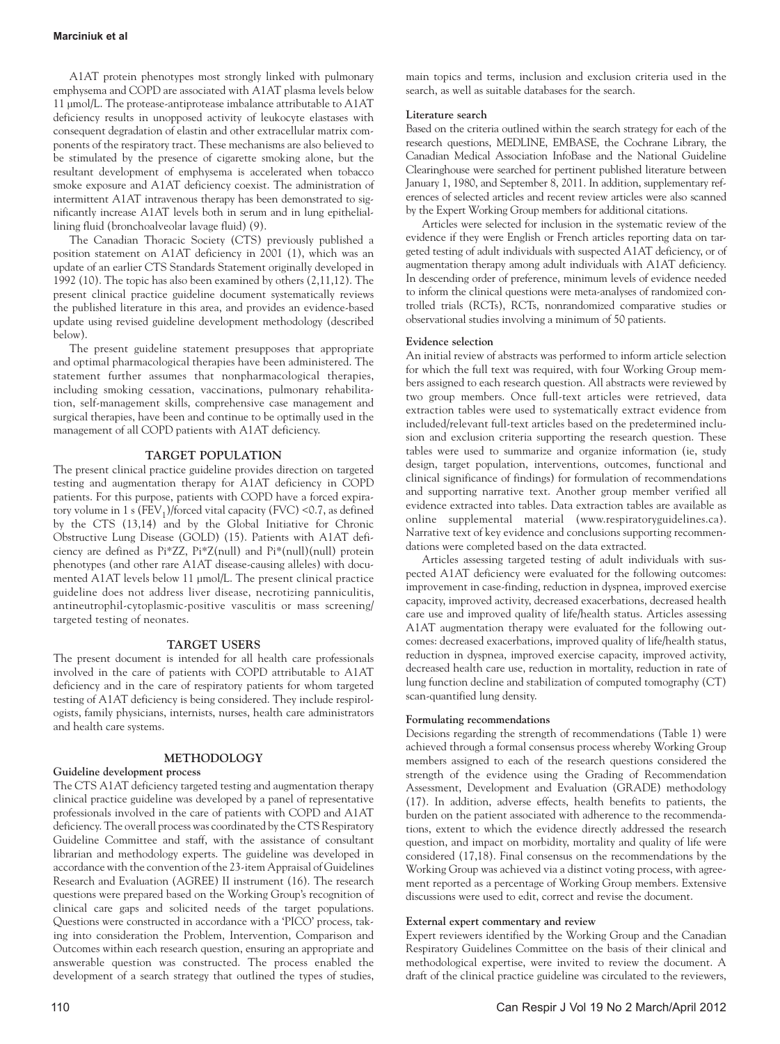A1AT protein phenotypes most strongly linked with pulmonary emphysema and COPD are associated with A1AT plasma levels below 11 µmol/L. The protease-antiprotease imbalance attributable to A1AT deficiency results in unopposed activity of leukocyte elastases with consequent degradation of elastin and other extracellular matrix components of the respiratory tract. These mechanisms are also believed to be stimulated by the presence of cigarette smoking alone, but the resultant development of emphysema is accelerated when tobacco smoke exposure and A1AT deficiency coexist. The administration of intermittent A1AT intravenous therapy has been demonstrated to significantly increase A1AT levels both in serum and in lung epithelial-lining fluid (bronchoalveolar lavage fluid) (9).

The Canadian Thoracic Society (CTS) previously published a position statement on A1AT deficiency in 2001 (1), which was an update of an earlier CTS Standards Statement originally developed in 1992 (10). The topic has also been examined by others (2,11,12). The present clinical practice guideline document systematically reviews the published literature in this area, and provides an evidence-based update using revised guideline development methodology (described below).

The present guideline statement presupposes that appropriate and optimal pharmacological therapies have been administered. The statement further assumes that nonpharmacological therapies, including smoking cessation, vaccinations, pulmonary rehabilitation, self-management skills, comprehensive case management and surgical therapies, have been and continue to be optimally used in the management of all COPD patients with A1AT deficiency.

## TARGET POPULATION

The present clinical practice guideline provides direction on targeted testing and augmentation therapy for A1AT deficiency in COPD patients. For this purpose, patients with COPD have a forced expiratory volume in 1 s ($FEV_1$)/forced vital capacity (FVC) <0.7, as defined by the CTS (13,14) and by the Global Initiative for Chronic Obstructive Lung Disease (GOLD) (15). Patients with A1AT deficiency are defined as Pi*ZZ, Pi*Z(null) and Pi*(null)(null) protein phenotypes (and other rare A1AT disease-causing alleles) with documented A1AT levels below 11 µmol/L. The present clinical practice guideline does not address liver disease, necrotizing panniculitis, antineutrophil-cytoplasmic-positive vasculitis or mass screening/targeted testing of neonates.

## TARGET USERS

The present document is intended for all health care professionals involved in the care of patients with COPD attributable to A1AT deficiency and in the care of respiratory patients for whom targeted testing of A1AT deficiency is being considered. They include respirologists, family physicians, internists, nurses, health care administrators and health care systems.

## METHODOLOGY

### Guideline development process

The CTS A1AT deficiency targeted testing and augmentation therapy clinical practice guideline was developed by a panel of representative professionals involved in the care of patients with COPD and A1AT deficiency. The overall process was coordinated by the CTS Respiratory Guideline Committee and staff, with the assistance of consultant librarian and methodology experts. The guideline was developed in accordance with the convention of the 23-item Appraisal of Guidelines Research and Evaluation (AGREE) II instrument (16). The research questions were prepared based on the Working Group's recognition of clinical care gaps and solicited needs of the target populations. Questions were constructed in accordance with a 'PICO' process, taking into consideration the Problem, Intervention, Comparison and Outcomes within each research question, ensuring an appropriate and answerable question was constructed. The process enabled the development of a search strategy that outlined the types of studies, main topics and terms, inclusion and exclusion criteria used in the search, as well as suitable databases for the search.

### Literature search

Based on the criteria outlined within the search strategy for each of the research questions, MEDLINE, EMBASE, the Cochrane Library, the Canadian Medical Association InfoBase and the National Guideline Clearinghouse were searched for pertinent published literature between January 1, 1980, and September 8, 2011. In addition, supplementary references of selected articles and recent review articles were also scanned by the Expert Working Group members for additional citations.

Articles were selected for inclusion in the systematic review of the evidence if they were English or French articles reporting data on targeted testing of adult individuals with suspected A1AT deficiency, or of augmentation therapy among adult individuals with A1AT deficiency. In descending order of preference, minimum levels of evidence needed to inform the clinical questions were meta-analyses of randomized controlled trials (RCTs), RCTs, nonrandomized comparative studies or observational studies involving a minimum of 50 patients.

### Evidence selection

An initial review of abstracts was performed to inform article selection for which the full text was required, with four Working Group members assigned to each research question. All abstracts were reviewed by two group members. Once full-text articles were retrieved, data extraction tables were used to systematically extract evidence from included/relevant full-text articles based on the predetermined inclusion and exclusion criteria supporting the research question. These tables were used to summarize and organize information (ie, study design, target population, interventions, outcomes, functional and clinical significance of findings) for formulation of recommendations and supporting narrative text. Another group member verified all evidence extracted into tables. Data extraction tables are available as online supplemental material (www.respiratoryguidelines.ca). Narrative text of key evidence and conclusions supporting recommendations were completed based on the data extracted.

Articles assessing targeted testing of adult individuals with suspected A1AT deficiency were evaluated for the following outcomes: improvement in case-finding, reduction in dyspnea, improved exercise capacity, improved activity, decreased exacerbations, decreased health care use and improved quality of life/health status. Articles assessing A1AT augmentation therapy were evaluated for the following outcomes: decreased exacerbations, improved quality of life/health status, reduction in dyspnea, improved exercise capacity, improved activity, decreased health care use, reduction in mortality, reduction in rate of lung function decline and stabilization of computed tomography (CT) scan-quantified lung density.

### Formulating recommendations

Decisions regarding the strength of recommendations (Table 1) were achieved through a formal consensus process whereby Working Group members assigned to each of the research questions considered the strength of the evidence using the Grading of Recommendation Assessment, Development and Evaluation (GRADE) methodology (17). In addition, adverse effects, health benefits to patients, the burden on the patient associated with adherence to the recommendations, extent to which the evidence directly addressed the research question, and impact on morbidity, mortality and quality of life were considered (17,18). Final consensus on the recommendations by the Working Group was achieved via a distinct voting process, with agreement reported as a percentage of Working Group members. Extensive discussions were used to edit, correct and revise the document.

### External expert commentary and review

Expert reviewers identified by the Working Group and the Canadian Respiratory Guidelines Committee on the basis of their clinical and methodological expertise, were invited to review the document. A draft of the clinical practice guideline was circulated to the reviewers,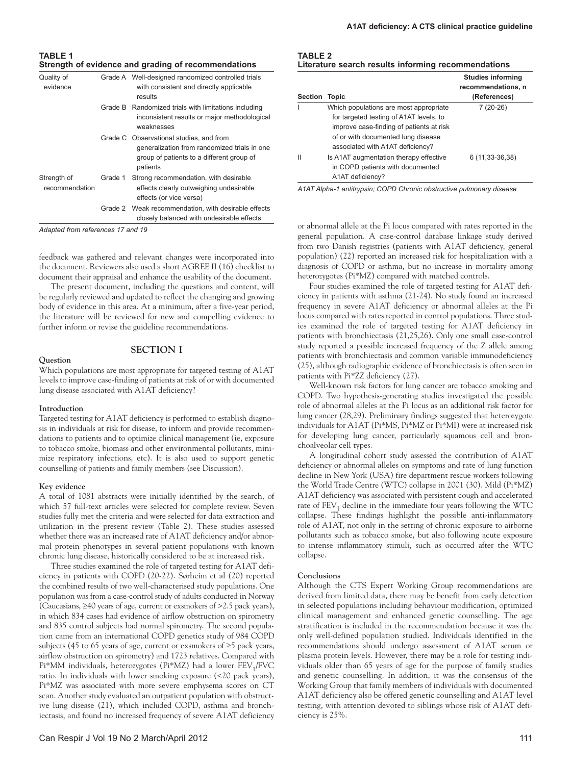**TABLE 1**
**Strength of evidence and grading of recommendations**

| | | |
|---|---|---|
| Quality of evidence | Grade A | Well-designed randomized controlled trials with consistent and directly applicable results |
| | Grade B | Randomized trials with limitations including inconsistent results or major methodological weaknesses |
| | Grade C | Observational studies, and from generalization from randomized trials in one group of patients to a different group of patients |
| Strength of recommendation | Grade 1 | Strong recommendation, with desirable effects clearly outweighing undesirable effects (or vice versa) |
| | Grade 2 | Weak recommendation, with desirable effects closely balanced with undesirable effects |

*Adapted from references 17 and 19*

feedback was gathered and relevant changes were incorporated into the document. Reviewers also used a short AGREE II (16) checklist to document their appraisal and enhance the usability of the document.

The present document, including the questions and content, will be regularly reviewed and updated to reflect the changing and growing body of evidence in this area. At a minimum, after a five-year period, the literature will be reviewed for new and compelling evidence to further inform or revise the guideline recommendations.

## SECTION I

### Question

Which populations are most appropriate for targeted testing of A1AT levels to improve case-finding of patients at risk of or with documented lung disease associated with A1AT deficiency?

### Introduction

Targeted testing for A1AT deficiency is performed to establish diagnosis in individuals at risk for disease, to inform and provide recommendations to patients and to optimize clinical management (ie, exposure to tobacco smoke, biomass and other environmental pollutants, minimize respiratory infections, etc). It is also used to support genetic counselling of patients and family members (see Discussion).

### Key evidence

A total of 1081 abstracts were initially identified by the search, of which 57 full-text articles were selected for complete review. Seven studies fully met the criteria and were selected for data extraction and utilization in the present review (Table 2). These studies assessed whether there was an increased rate of A1AT deficiency and/or abnormal protein phenotypes in several patient populations with known chronic lung disease, historically considered to be at increased risk.

Three studies examined the role of targeted testing for A1AT deficiency in patients with COPD (20-22). Sørheim et al (20) reported the combined results of two well-characterised study populations. One population was from a case-control study of adults conducted in Norway (Caucasians, ≥40 years of age, current or exsmokers of >2.5 pack years), in which 834 cases had evidence of airflow obstruction on spirometry and 835 control subjects had normal spirometry. The second population came from an international COPD genetics study of 984 COPD subjects (45 to 65 years of age, current or exsmokers of ≥5 pack years, airflow obstruction on spirometry) and 1723 relatives. Compared with Pi*MM individuals, heterozygotes (Pi*MZ) had a lower $FEV_1$/FVC ratio. In individuals with lower smoking exposure (<20 pack years), Pi*MZ was associated with more severe emphysema scores on CT scan. Another study evaluated an outpatient population with obstructive lung disease (21), which included COPD, asthma and bronchiectasis, and found no increased frequency of severe A1AT deficiency or abnormal allele at the Pi locus compared with rates reported in the general population. A case-control database linkage study derived from two Danish registries (patients with A1AT deficiency, general population) (22) reported an increased risk for hospitalization with a diagnosis of COPD or asthma, but no increase in mortality among heterozygotes (Pi*MZ) compared with matched controls.

Four studies examined the role of targeted testing for A1AT deficiency in patients with asthma (21-24). No study found an increased frequency in severe A1AT deficiency or abnormal alleles at the Pi locus compared with rates reported in control populations. Three studies examined the role of targeted testing for A1AT deficiency in patients with bronchiectasis (21,25,26). Only one small case-control study reported a possible increased frequency of the Z allele among patients with bronchiectasis and common variable immunodeficiency (25), although radiographic evidence of bronchiectasis is often seen in patients with Pi*ZZ deficiency (27).

Well-known risk factors for lung cancer are tobacco smoking and COPD. Two hypothesis-generating studies investigated the possible role of abnormal alleles at the Pi locus as an additional risk factor for lung cancer (28,29). Preliminary findings suggested that heterozygote individuals for A1AT (Pi*MS, Pi*MZ or Pi*MI) were at increased risk for developing lung cancer, particularly squamous cell and bronchoalveolar cell types.

A longitudinal cohort study assessed the contribution of A1AT deficiency or abnormal alleles on symptoms and rate of lung function decline in New York (USA) fire department rescue workers following the World Trade Centre (WTC) collapse in 2001 (30). Mild (Pi*MZ) A1AT deficiency was associated with persistent cough and accelerated rate of $FEV_1$ decline in the immediate four years following the WTC collapse. These findings highlight the possible anti-inflammatory role of A1AT, not only in the setting of chronic exposure to airborne pollutants such as tobacco smoke, but also following acute exposure to intense inflammatory stimuli, such as occurred after the WTC collapse.

**TABLE 2**
**Literature search results informing recommendations**

| Section | Topic | Studies informing recommendations, n (References) |
|---|---|---|
| I | Which populations are most appropriate for targeted testing of A1AT levels, to improve case-finding of patients at risk of or with documented lung disease associated with A1AT deficiency? | 7 (20-26) |
| II | Is A1AT augmentation therapy effective in COPD patients with documented A1AT deficiency? | 6 (11,33-36,38) |

*A1AT Alpha-1 antitrypsin; COPD Chronic obstructive pulmonary disease*

### Conclusions

Although the CTS Expert Working Group recommendations are derived from limited data, there may be benefit from early detection in selected populations including behaviour modification, optimized clinical management and enhanced genetic counselling. The age stratification is included in the recommendation because it was the only well-defined population studied. Individuals identified in the recommendations should undergo assessment of A1AT serum or plasma protein levels. However, there may be a role for testing individuals older than 65 years of age for the purpose of family studies and genetic counselling. In addition, it was the consensus of the Working Group that family members of individuals with documented A1AT deficiency also be offered genetic counselling and A1AT level testing, with attention devoted to siblings whose risk of A1AT deficiency is 25%.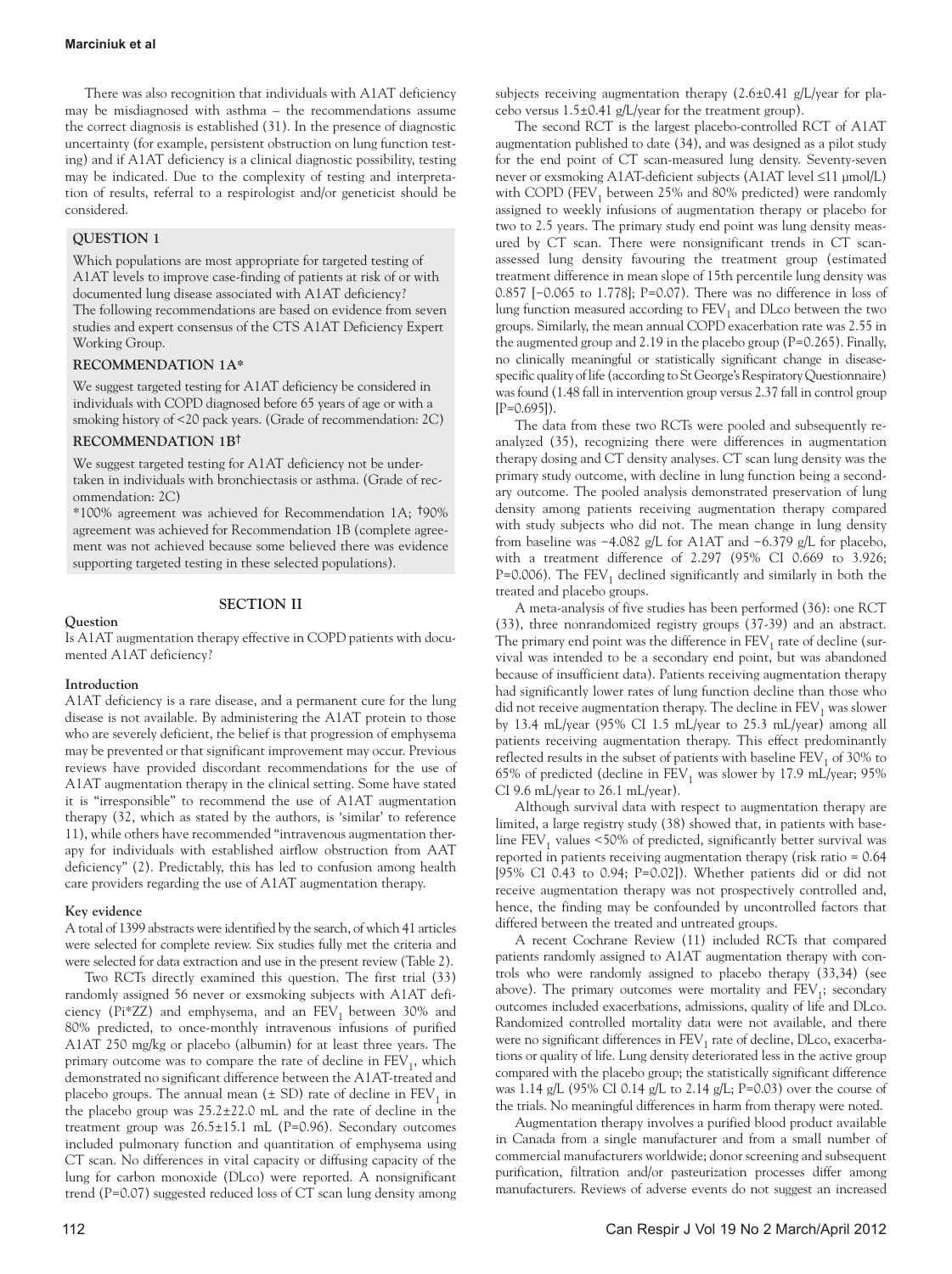There was also recognition that individuals with A1AT deficiency may be misdiagnosed with asthma – the recommendations assume the correct diagnosis is established (31). In the presence of diagnostic uncertainty (for example, persistent obstruction on lung function testing) and if A1AT deficiency is a clinical diagnostic possibility, testing may be indicated. Due to the complexity of testing and interpretation of results, referral to a respirologist and/or geneticist should be considered.

**QUESTION 1**

Which populations are most appropriate for targeted testing of A1AT levels to improve case-finding of patients at risk of or with documented lung disease associated with A1AT deficiency?

The following recommendations are based on evidence from seven studies and expert consensus of the CTS A1AT Deficiency Expert Working Group.

**RECOMMENDATION 1A***

We suggest targeted testing for A1AT deficiency be considered in individuals with COPD diagnosed before 65 years of age or with a smoking history of <20 pack years. (Grade of recommendation: 2C)

**RECOMMENDATION 1B†**

We suggest targeted testing for A1AT deficiency not be undertaken in individuals with bronchiectasis or asthma. (Grade of recommendation: 2C)

*100% agreement was achieved for Recommendation 1A; †90% agreement was achieved for Recommendation 1B (complete agreement was not achieved because some believed there was evidence supporting targeted testing in these selected populations).

## SECTION II

**Question**

Is A1AT augmentation therapy effective in COPD patients with documented A1AT deficiency?

**Introduction**

A1AT deficiency is a rare disease, and a permanent cure for the lung disease is not available. By administering the A1AT protein to those who are severely deficient, the belief is that progression of emphysema may be prevented or that significant improvement may occur. Previous reviews have provided discordant recommendations for the use of A1AT augmentation therapy in the clinical setting. Some have stated it is "irresponsible" to recommend the use of A1AT augmentation therapy (32, which as stated by the authors, is 'similar' to reference 11), while others have recommended "intravenous augmentation therapy for individuals with established airflow obstruction from AAT deficiency" (2). Predictably, this has led to confusion among health care providers regarding the use of A1AT augmentation therapy.

**Key evidence**

A total of 1399 abstracts were identified by the search, of which 41 articles were selected for complete review. Six studies fully met the criteria and were selected for data extraction and use in the present review (Table 2).

Two RCTs directly examined this question. The first trial (33) randomly assigned 56 never or exsmoking subjects with A1AT deficiency (Pi*ZZ) and emphysema, and an $FEV_1$ between 30% and 80% predicted, to once-monthly intravenous infusions of purified A1AT 250 mg/kg or placebo (albumin) for at least three years. The primary outcome was to compare the rate of decline in $FEV_1$, which demonstrated no significant difference between the A1AT-treated and placebo groups. The annual mean (± SD) rate of decline in $FEV_1$ in the placebo group was 25.2±22.0 mL and the rate of decline in the treatment group was 26.5±15.1 mL (P=0.96). Secondary outcomes included pulmonary function and quantitation of emphysema using CT scan. No differences in vital capacity or diffusing capacity of the lung for carbon monoxide (DLco) were reported. A nonsignificant trend (P=0.07) suggested reduced loss of CT scan lung density among subjects receiving augmentation therapy (2.6±0.41 g/L/year for placebo versus 1.5±0.41 g/L/year for the treatment group).

The second RCT is the largest placebo-controlled RCT of A1AT augmentation published to date (34), and was designed as a pilot study for the end point of CT scan-measured lung density. Seventy-seven never or exsmoking A1AT-deficient subjects (A1AT level ≤11 μmol/L) with COPD ($FEV_1$ between 25% and 80% predicted) were randomly assigned to weekly infusions of augmentation therapy or placebo for two to 2.5 years. The primary study end point was lung density measured by CT scan. There were nonsignificant trends in CT scan-assessed lung density favouring the treatment group (estimated treatment difference in mean slope of 15th percentile lung density was 0.857 [−0.065 to 1.778]; P=0.07). There was no difference in loss of lung function measured according to $FEV_1$ and DLco between the two groups. Similarly, the mean annual COPD exacerbation rate was 2.55 in the augmented group and 2.19 in the placebo group (P=0.265). Finally, no clinically meaningful or statistically significant change in disease-specific quality of life (according to St George's Respiratory Questionnaire) was found (1.48 fall in intervention group versus 2.37 fall in control group [P=0.695]).

The data from these two RCTs were pooled and subsequently reanalyzed (35), recognizing there were differences in augmentation therapy dosing and CT density analyses. CT scan lung density was the primary study outcome, with decline in lung function being a secondary outcome. The pooled analysis demonstrated preservation of lung density among patients receiving augmentation therapy compared with study subjects who did not. The mean change in lung density from baseline was −4.082 g/L for A1AT and −6.379 g/L for placebo, with a treatment difference of 2.297 (95% CI 0.669 to 3.926; P=0.006). The $FEV_1$ declined significantly and similarly in both the treated and placebo groups.

A meta-analysis of five studies has been performed (36): one RCT (33), three nonrandomized registry groups (37-39) and an abstract. The primary end point was the difference in $FEV_1$ rate of decline (survival was intended to be a secondary end point, but was abandoned because of insufficient data). Patients receiving augmentation therapy had significantly lower rates of lung function decline than those who did not receive augmentation therapy. The decline in $FEV_1$ was slower by 13.4 mL/year (95% CI 1.5 mL/year to 25.3 mL/year) among all patients receiving augmentation therapy. This effect predominantly reflected results in the subset of patients with baseline $FEV_1$ of 30% to 65% of predicted (decline in $FEV_1$ was slower by 17.9 mL/year; 95% CI 9.6 mL/year to 26.1 mL/year).

Although survival data with respect to augmentation therapy are limited, a large registry study (38) showed that, in patients with baseline $FEV_1$ values <50% of predicted, significantly better survival was reported in patients receiving augmentation therapy (risk ratio = 0.64 [95% CI 0.43 to 0.94; P=0.02]). Whether patients did or did not receive augmentation therapy was not prospectively controlled and, hence, the finding may be confounded by uncontrolled factors that differed between the treated and untreated groups.

A recent Cochrane Review (11) included RCTs that compared patients randomly assigned to A1AT augmentation therapy with controls who were randomly assigned to placebo therapy (33,34) (see above). The primary outcomes were mortality and $FEV_1$; secondary outcomes included exacerbations, admissions, quality of life and DLco. Randomized controlled mortality data were not available, and there were no significant differences in $FEV_1$ rate of decline, DLco, exacerbations or quality of life. Lung density deteriorated less in the active group compared with the placebo group; the statistically significant difference was 1.14 g/L (95% CI 0.14 g/L to 2.14 g/L; P=0.03) over the course of the trials. No meaningful differences in harm from therapy were noted.

Augmentation therapy involves a purified blood product available in Canada from a single manufacturer and from a small number of commercial manufacturers worldwide; donor screening and subsequent purification, filtration and/or pasteurization processes differ among manufacturers. Reviews of adverse events do not suggest an increased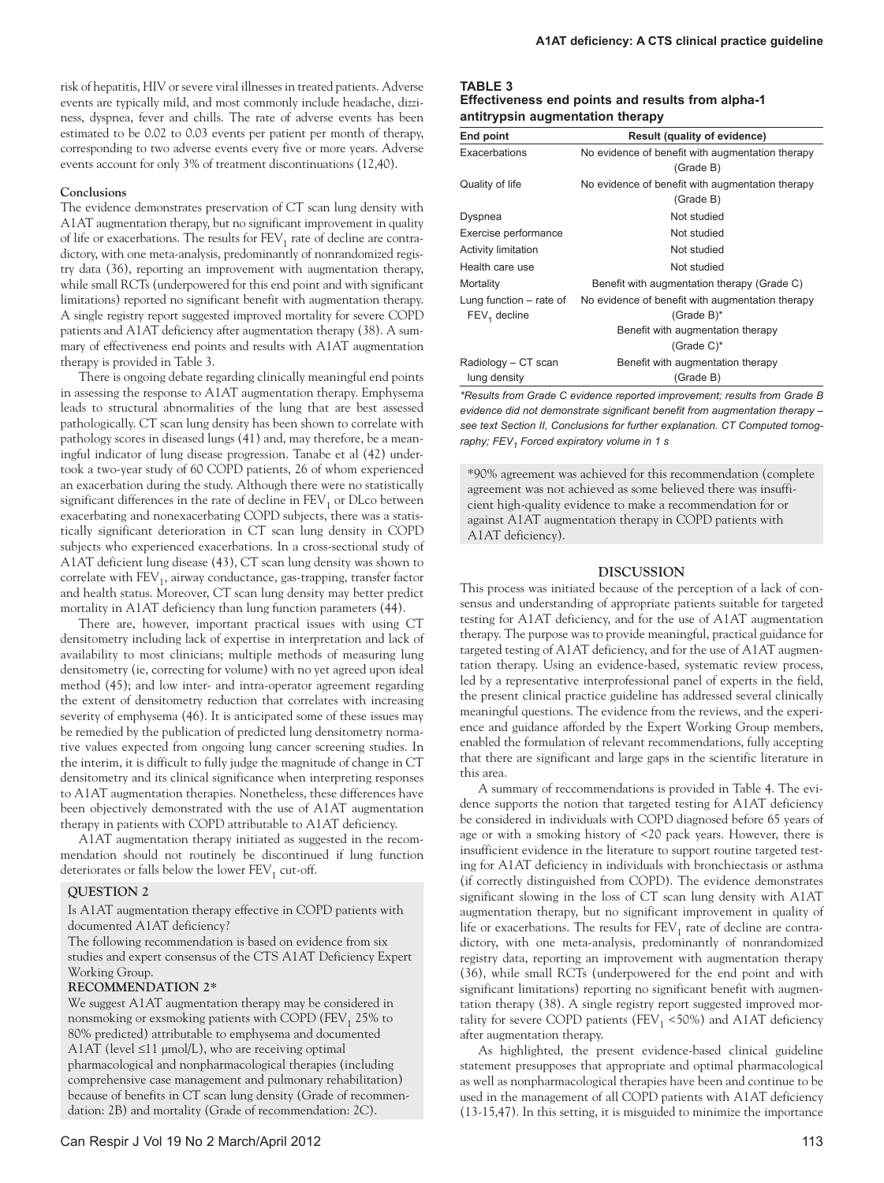risk of hepatitis, HIV or severe viral illnesses in treated patients. Adverse events are typically mild, and most commonly include headache, dizziness, dyspnea, fever and chills. The rate of adverse events has been estimated to be 0.02 to 0.03 events per patient per month of therapy, corresponding to two adverse events every five or more years. Adverse events account for only 3% of treatment discontinuations (12,40).

**Conclusions**

The evidence demonstrates preservation of CT scan lung density with A1AT augmentation therapy, but no significant improvement in quality of life or exacerbations. The results for $FEV_1$ rate of decline are contradictory, with one meta-analysis, predominantly of nonrandomized registry data (36), reporting an improvement with augmentation therapy, while small RCTs (underpowered for this end point and with significant limitations) reported no significant benefit with augmentation therapy. A single registry report suggested improved mortality for severe COPD patients and A1AT deficiency after augmentation therapy (38). A summary of effectiveness end points and results with A1AT augmentation therapy is provided in Table 3.

There is ongoing debate regarding clinically meaningful end points in assessing the response to A1AT augmentation therapy. Emphysema leads to structural abnormalities of the lung that are best assessed pathologically. CT scan lung density has been shown to correlate with pathology scores in diseased lungs (41) and, may therefore, be a meaningful indicator of lung disease progression. Tanabe et al (42) undertook a two-year study of 60 COPD patients, 26 of whom experienced an exacerbation during the study. Although there were no statistically significant differences in the rate of decline in $FEV_1$ or DLco between exacerbating and nonexacerbating COPD subjects, there was a statistically significant deterioration in CT scan lung density in COPD subjects who experienced exacerbations. In a cross-sectional study of A1AT deficient lung disease (43), CT scan lung density was shown to correlate with $FEV_1$, airway conductance, gas-trapping, transfer factor and health status. Moreover, CT scan lung density may better predict mortality in A1AT deficiency than lung function parameters (44).

There are, however, important practical issues with using CT densitometry including lack of expertise in interpretation and lack of availability to most clinicians; multiple methods of measuring lung densitometry (ie, correcting for volume) with no yet agreed upon ideal method (45); and low inter- and intra-operator agreement regarding the extent of densitometry reduction that correlates with increasing severity of emphysema (46). It is anticipated some of these issues may be remedied by the publication of predicted lung densitometry normative values expected from ongoing lung cancer screening studies. In the interim, it is difficult to fully judge the magnitude of change in CT densitometry and its clinical significance when interpreting responses to A1AT augmentation therapies. Nonetheless, these differences have been objectively demonstrated with the use of A1AT augmentation therapy in patients with COPD attributable to A1AT deficiency.

A1AT augmentation therapy initiated as suggested in the recommendation should not routinely be discontinued if lung function deteriorates or falls below the lower $FEV_1$ cut-off.

**QUESTION 2**

Is A1AT augmentation therapy effective in COPD patients with documented A1AT deficiency?

The following recommendation is based on evidence from six studies and expert consensus of the CTS A1AT Deficiency Expert Working Group.

**RECOMMENDATION 2***

We suggest A1AT augmentation therapy may be considered in nonsmoking or exsmoking patients with COPD ($FEV_1$ 25% to 80% predicted) attributable to emphysema and documented A1AT (level ≤11 µmol/L), who are receiving optimal pharmacological and nonpharmacological therapies (including comprehensive case management and pulmonary rehabilitation) because of benefits in CT scan lung density (Grade of recommendation: 2B) and mortality (Grade of recommendation: 2C).

**TABLE 3**
**Effectiveness end points and results from alpha-1 antitrypsin augmentation therapy**

| End point | Result (quality of evidence) |
|---|---|
| Exacerbations | No evidence of benefit with augmentation therapy (Grade B) |
| Quality of life | No evidence of benefit with augmentation therapy (Grade B) |
| Dyspnea | Not studied |
| Exercise performance | Not studied |
| Activity limitation | Not studied |
| Health care use | Not studied |
| Mortality | Benefit with augmentation therapy (Grade C) |
| Lung function – rate of $FEV_1$ decline | No evidence of benefit with augmentation therapy (Grade B)* <br> Benefit with augmentation therapy (Grade C)* |
| Radiology – CT scan lung density | Benefit with augmentation therapy (Grade B) |

*\*Results from Grade C evidence reported improvement; results from Grade B evidence did not demonstrate significant benefit from augmentation therapy – see text Section II, Conclusions for further explanation. CT Computed tomography; $FEV_1$ Forced expiratory volume in 1 s*

*90% agreement was achieved for this recommendation (complete agreement was not achieved as some believed there was insufficient high-quality evidence to make a recommendation for or against A1AT augmentation therapy in COPD patients with A1AT deficiency).

## DISCUSSION

This process was initiated because of the perception of a lack of consensus and understanding of appropriate patients suitable for targeted testing for A1AT deficiency, and for the use of A1AT augmentation therapy. The purpose was to provide meaningful, practical guidance for targeted testing of A1AT deficiency, and for the use of A1AT augmentation therapy. Using an evidence-based, systematic review process, led by a representative interprofessional panel of experts in the field, the present clinical practice guideline has addressed several clinically meaningful questions. The evidence from the reviews, and the experience and guidance afforded by the Expert Working Group members, enabled the formulation of relevant recommendations, fully accepting that there are significant and large gaps in the scientific literature in this area.

A summary of reccommendations is provided in Table 4. The evidence supports the notion that targeted testing for A1AT deficiency be considered in individuals with COPD diagnosed before 65 years of age or with a smoking history of <20 pack years. However, there is insufficient evidence in the literature to support routine targeted testing for A1AT deficiency in individuals with bronchiectasis or asthma (if correctly distinguished from COPD). The evidence demonstrates significant slowing in the loss of CT scan lung density with A1AT augmentation therapy, but no significant improvement in quality of life or exacerbations. The results for $FEV_1$ rate of decline are contradictory, with one meta-analysis, predominantly of nonrandomized registry data, reporting an improvement with augmentation therapy (36), while small RCTs (underpowered for the end point and with significant limitations) reporting no significant benefit with augmentation therapy (38). A single registry report suggested improved mortality for severe COPD patients ($FEV_1$ <50%) and A1AT deficiency after augmentation therapy.

As highlighted, the present evidence-based clinical guideline statement presupposes that appropriate and optimal pharmacological as well as nonpharmacological therapies have been and continue to be used in the management of all COPD patients with A1AT deficiency (13-15,47). In this setting, it is misguided to minimize the importance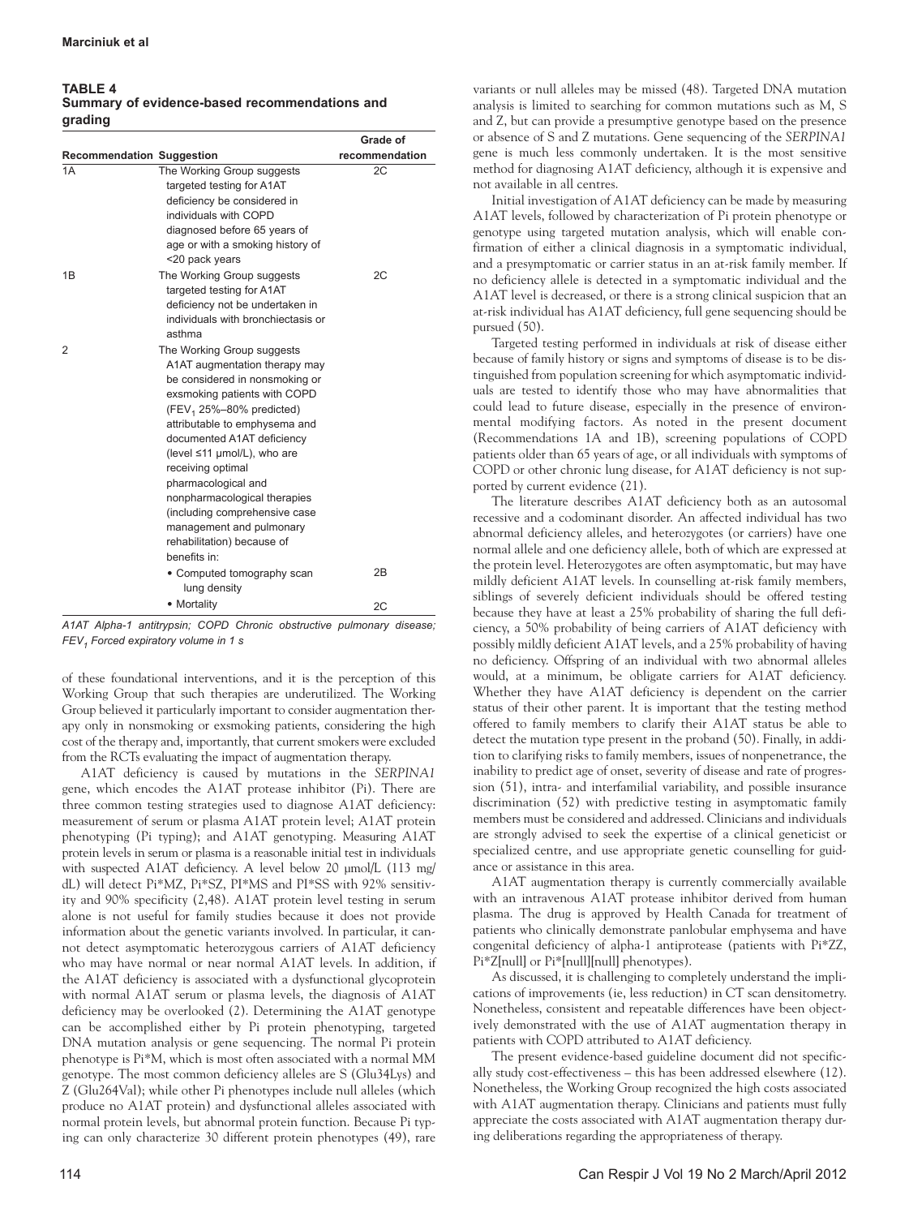**TABLE 4**
**Summary of evidence-based recommendations and grading**

| Recommendation | Suggestion | Grade of recommendation |
|---|---|---|
| 1A | The Working Group suggests targeted testing for A1AT deficiency be considered in individuals with COPD diagnosed before 65 years of age or with a smoking history of <20 pack years | 2C |
| 1B | The Working Group suggests targeted testing for A1AT deficiency not be undertaken in individuals with bronchiectasis or asthma | 2C |
| 2 | The Working Group suggests A1AT augmentation therapy may be considered in nonsmoking or exsmoking patients with COPD ($FEV_1$ 25%–80% predicted) attributable to emphysema and documented A1AT deficiency (level ≤11 μmol/L), who are receiving optimal pharmacological and nonpharmacological therapies (including comprehensive case management and pulmonary rehabilitation) because of benefits in: | |
| | • Computed tomography scan lung density | 2B |
| | • Mortality | 2C |

*A1AT Alpha-1 antitrypsin; COPD Chronic obstructive pulmonary disease; $FEV_1$ Forced expiratory volume in 1 s*

of these foundational interventions, and it is the perception of this Working Group that such therapies are underutilized. The Working Group believed it particularly important to consider augmentation therapy only in nonsmoking or exsmoking patients, considering the high cost of the therapy and, importantly, that current smokers were excluded from the RCTs evaluating the impact of augmentation therapy.

A1AT deficiency is caused by mutations in the *SERPINA1* gene, which encodes the A1AT protease inhibitor (Pi). There are three common testing strategies used to diagnose A1AT deficiency: measurement of serum or plasma A1AT protein level; A1AT protein phenotyping (Pi typing); and A1AT genotyping. Measuring A1AT protein levels in serum or plasma is a reasonable initial test in individuals with suspected A1AT deficiency. A level below 20 μmol/L (113 mg/dL) will detect Pi*MZ, Pi*SZ, PI*MS and PI*SS with 92% sensitivity and 90% specificity (2,48). A1AT protein level testing in serum alone is not useful for family studies because it does not provide information about the genetic variants involved. In particular, it cannot detect asymptomatic heterozygous carriers of A1AT deficiency who may have normal or near normal A1AT levels. In addition, if the A1AT deficiency is associated with a dysfunctional glycoprotein with normal A1AT serum or plasma levels, the diagnosis of A1AT deficiency may be overlooked (2). Determining the A1AT genotype can be accomplished either by Pi protein phenotyping, targeted DNA mutation analysis or gene sequencing. The normal Pi protein phenotype is Pi*M, which is most often associated with a normal MM genotype. The most common deficiency alleles are S (Glu34Lys) and Z (Glu264Val); while other Pi phenotypes include null alleles (which produce no A1AT protein) and dysfunctional alleles associated with normal protein levels, but abnormal protein function. Because Pi typing can only characterize 30 different protein phenotypes (49), rare variants or null alleles may be missed (48). Targeted DNA mutation analysis is limited to searching for common mutations such as M, S and Z, but can provide a presumptive genotype based on the presence or absence of S and Z mutations. Gene sequencing of the *SERPINA1* gene is much less commonly undertaken. It is the most sensitive method for diagnosing A1AT deficiency, although it is expensive and not available in all centres.

Initial investigation of A1AT deficiency can be made by measuring A1AT levels, followed by characterization of Pi protein phenotype or genotype using targeted mutation analysis, which will enable confirmation of either a clinical diagnosis in a symptomatic individual, and a presymptomatic or carrier status in an at-risk family member. If no deficiency allele is detected in a symptomatic individual and the A1AT level is decreased, or there is a strong clinical suspicion that an at-risk individual has A1AT deficiency, full gene sequencing should be pursued (50).

Targeted testing performed in individuals at risk of disease either because of family history or signs and symptoms of disease is to be distinguished from population screening for which asymptomatic individuals are tested to identify those who may have abnormalities that could lead to future disease, especially in the presence of environmental modifying factors. As noted in the present document (Recommendations 1A and 1B), screening populations of COPD patients older than 65 years of age, or all individuals with symptoms of COPD or other chronic lung disease, for A1AT deficiency is not supported by current evidence (21).

The literature describes A1AT deficiency both as an autosomal recessive and a codominant disorder. An affected individual has two abnormal deficiency alleles, and heterozygotes (or carriers) have one normal allele and one deficiency allele, both of which are expressed at the protein level. Heterozygotes are often asymptomatic, but may have mildly deficient A1AT levels. In counselling at-risk family members, siblings of severely deficient individuals should be offered testing because they have at least a 25% probability of sharing the full deficiency, a 50% probability of being carriers of A1AT deficiency with possibly mildly deficient A1AT levels, and a 25% probability of having no deficiency. Offspring of an individual with two abnormal alleles would, at a minimum, be obligate carriers for A1AT deficiency. Whether they have A1AT deficiency is dependent on the carrier status of their other parent. It is important that the testing method offered to family members to clarify their A1AT status be able to detect the mutation type present in the proband (50). Finally, in addition to clarifying risks to family members, issues of nonpenetrance, the inability to predict age of onset, severity of disease and rate of progression (51), intra- and interfamilial variability, and possible insurance discrimination (52) with predictive testing in asymptomatic family members must be considered and addressed. Clinicians and individuals are strongly advised to seek the expertise of a clinical geneticist or specialized centre, and use appropriate genetic counselling for guidance or assistance in this area.

A1AT augmentation therapy is currently commercially available with an intravenous A1AT protease inhibitor derived from human plasma. The drug is approved by Health Canada for treatment of patients who clinically demonstrate panlobular emphysema and have congenital deficiency of alpha-1 antiprotease (patients with Pi*ZZ, Pi*Z[null] or Pi*[null][null] phenotypes).

As discussed, it is challenging to completely understand the implications of improvements (ie, less reduction) in CT scan densitometry. Nonetheless, consistent and repeatable differences have been objectively demonstrated with the use of A1AT augmentation therapy in patients with COPD attributed to A1AT deficiency.

The present evidence-based guideline document did not specifically study cost-effectiveness – this has been addressed elsewhere (12). Nonetheless, the Working Group recognized the high costs associated with A1AT augmentation therapy. Clinicians and patients must fully appreciate the costs associated with A1AT augmentation therapy during deliberations regarding the appropriateness of therapy.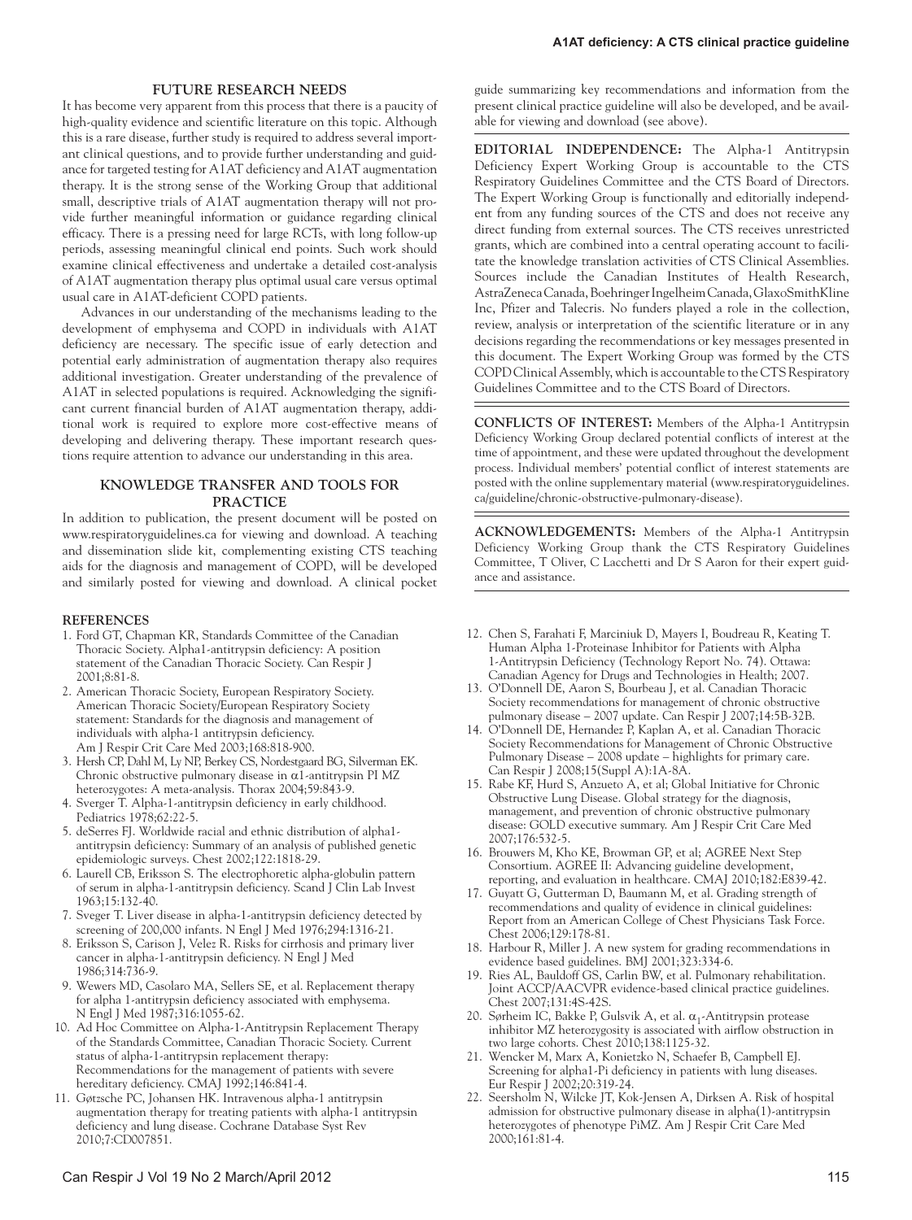## FUTURE RESEARCH NEEDS

It has become very apparent from this process that there is a paucity of high-quality evidence and scientific literature on this topic. Although this is a rare disease, further study is required to address several important clinical questions, and to provide further understanding and guidance for targeted testing for A1AT deficiency and A1AT augmentation therapy. It is the strong sense of the Working Group that additional small, descriptive trials of A1AT augmentation therapy will not provide further meaningful information or guidance regarding clinical efficacy. There is a pressing need for large RCTs, with long follow-up periods, assessing meaningful clinical end points. Such work should examine clinical effectiveness and undertake a detailed cost-analysis of A1AT augmentation therapy plus optimal usual care versus optimal usual care in A1AT-deficient COPD patients.

Advances in our understanding of the mechanisms leading to the development of emphysema and COPD in individuals with A1AT deficiency are necessary. The specific issue of early detection and potential early administration of augmentation therapy also requires additional investigation. Greater understanding of the prevalence of A1AT in selected populations is required. Acknowledging the significant current financial burden of A1AT augmentation therapy, additional work is required to explore more cost-effective means of developing and delivering therapy. These important research questions require attention to advance our understanding in this area.

## KNOWLEDGE TRANSFER AND TOOLS FOR PRACTICE

In addition to publication, the present document will be posted on www.respiratoryguidelines.ca for viewing and download. A teaching and dissemination slide kit, complementing existing CTS teaching aids for the diagnosis and management of COPD, will be developed and similarly posted for viewing and download. A clinical pocket guide summarizing key recommendations and information from the present clinical practice guideline will also be developed, and be available for viewing and download (see above).

**EDITORIAL INDEPENDENCE:** The Alpha-1 Antitrypsin Deficiency Expert Working Group is accountable to the CTS Respiratory Guidelines Committee and the CTS Board of Directors. The Expert Working Group is functionally and editorially independent from any funding sources of the CTS and does not receive any direct funding from external sources. The CTS receives unrestricted grants, which are combined into a central operating account to facilitate the knowledge translation activities of CTS Clinical Assemblies. Sources include the Canadian Institutes of Health Research, AstraZeneca Canada, Boehringer Ingelheim Canada, GlaxoSmithKline Inc, Pfizer and Talecris. No funders played a role in the collection, review, analysis or interpretation of the scientific literature or in any decisions regarding the recommendations or key messages presented in this document. The Expert Working Group was formed by the CTS COPD Clinical Assembly, which is accountable to the CTS Respiratory Guidelines Committee and to the CTS Board of Directors.

**CONFLICTS OF INTEREST:** Members of the Alpha-1 Antitrypsin Deficiency Working Group declared potential conflicts of interest at the time of appointment, and these were updated throughout the development process. Individual members' potential conflict of interest statements are posted with the online supplementary material (www.respiratoryguidelines.ca/guideline/chronic-obstructive-pulmonary-disease).

**ACKNOWLEDGEMENTS:** Members of the Alpha-1 Antitrypsin Deficiency Working Group thank the CTS Respiratory Guidelines Committee, T Oliver, C Lacchetti and Dr S Aaron for their expert guidance and assistance.

## REFERENCES

1. Ford GT, Chapman KR, Standards Committee of the Canadian Thoracic Society. Alpha1-antitrypsin deficiency: A position statement of the Canadian Thoracic Society. Can Respir J 2001;8:81-8.
2. American Thoracic Society, European Respiratory Society. American Thoracic Society/European Respiratory Society statement: Standards for the diagnosis and management of individuals with alpha-1 antitrypsin deficiency. Am J Respir Crit Care Med 2003;168:818-900.
3. Hersh CP, Dahl M, Ly NP, Berkey CS, Nordestgaard BG, Silverman EK. Chronic obstructive pulmonary disease in $\alpha$1-antitrypsin PI MZ heterozygotes: A meta-analysis. Thorax 2004;59:843-9.
4. Sverger T. Alpha-1-antitrypsin deficiency in early childhood. Pediatrics 1978;62:22-5.
5. deSerres FJ. Worldwide racial and ethnic distribution of alpha1-antitrypsin deficiency: Summary of an analysis of published genetic epidemiologic surveys. Chest 2002;122:1818-29.
6. Laurell CB, Eriksson S. The electrophoretic alpha-globulin pattern of serum in alpha-1-antitrypsin deficiency. Scand J Clin Lab Invest 1963;15:132-40.
7. Sveger T. Liver disease in alpha-1-antitrypsin deficiency detected by screening of 200,000 infants. N Engl J Med 1976;294:1316-21.
8. Eriksson S, Carison J, Velez R. Risks for cirrhosis and primary liver cancer in alpha-1-antitrypsin deficiency. N Engl J Med 1986;314:736-9.
9. Wewers MD, Casolaro MA, Sellers SE, et al. Replacement therapy for alpha 1-antitrypsin deficiency associated with emphysema. N Engl J Med 1987;316:1055-62.
10. Ad Hoc Committee on Alpha-1-Antitrypsin Replacement Therapy of the Standards Committee, Canadian Thoracic Society. Current status of alpha-1-antitrypsin replacement therapy: Recommendations for the management of patients with severe hereditary deficiency. CMAJ 1992;146:841-4.
11. Gøtzsche PC, Johansen HK. Intravenous alpha-1 antitrypsin augmentation therapy for treating patients with alpha-1 antitrypsin deficiency and lung disease. Cochrane Database Syst Rev 2010;7:CD007851.
12. Chen S, Farahati F, Marciniuk D, Mayers I, Boudreau R, Keating T. Human Alpha 1-Proteinase Inhibitor for Patients with Alpha 1-Antitrypsin Deficiency (Technology Report No. 74). Ottawa: Canadian Agency for Drugs and Technologies in Health; 2007.
13. O'Donnell DE, Aaron S, Bourbeau J, et al. Canadian Thoracic Society recommendations for management of chronic obstructive pulmonary disease – 2007 update. Can Respir J 2007;14:5B-32B.
14. O'Donnell DE, Hernandez P, Kaplan A, et al. Canadian Thoracic Society Recommendations for Management of Chronic Obstructive Pulmonary Disease – 2008 update – highlights for primary care. Can Respir J 2008;15(Suppl A):1A-8A.
15. Rabe KF, Hurd S, Anzueto A, et al; Global Initiative for Chronic Obstructive Lung Disease. Global strategy for the diagnosis, management, and prevention of chronic obstructive pulmonary disease: GOLD executive summary. Am J Respir Crit Care Med 2007;176:532-5.
16. Brouwers M, Kho KE, Browman GP, et al; AGREE Next Step Consortium. AGREE II: Advancing guideline development, reporting, and evaluation in healthcare. CMAJ 2010;182:E839-42.
17. Guyatt G, Gutterman D, Baumann M, et al. Grading strength of recommendations and quality of evidence in clinical guidelines: Report from an American College of Chest Physicians Task Force. Chest 2006;129:178-81.
18. Harbour R, Miller J. A new system for grading recommendations in evidence based guidelines. BMJ 2001;323:334-6.
19. Ries AL, Bauldoff GS, Carlin BW, et al. Pulmonary rehabilitation. Joint ACCP/AACVPR evidence-based clinical practice guidelines. Chest 2007;131:4S-42S.
20. Sørheim IC, Bakke P, Gulsvik A, et al. $\alpha_1$-Antitrypsin protease inhibitor MZ heterozygosity is associated with airflow obstruction in two large cohorts. Chest 2010;138:1125-32.
21. Wencker M, Marx A, Konietzko N, Schaefer B, Campbell EJ. Screening for alpha1-Pi deficiency in patients with lung diseases. Eur Respir J 2002;20:319-24.
22. Seersholm N, Wilcke JT, Kok-Jensen A, Dirksen A. Risk of hospital admission for obstructive pulmonary disease in alpha(1)-antitrypsin heterozygotes of phenotype PiMZ. Am J Respir Crit Care Med 2000;161:81-4.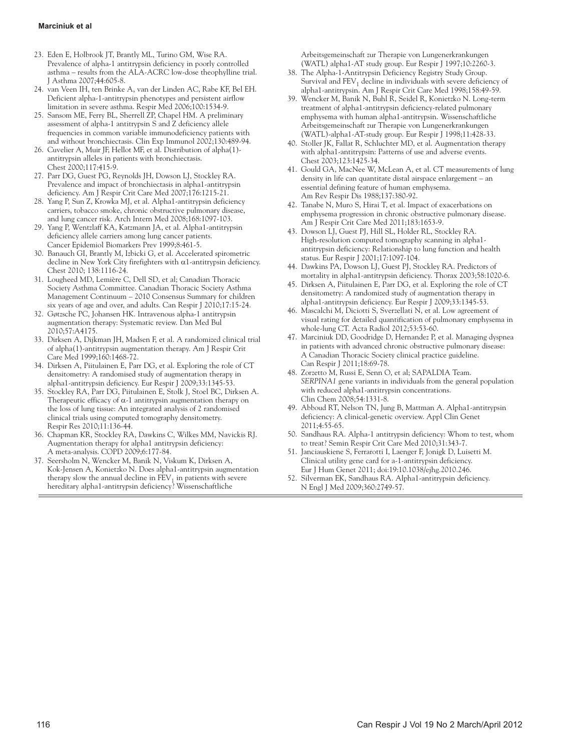23. Eden E, Holbrook JT, Brantly ML, Turino GM, Wise RA. Prevalence of alpha-1 antitrypsin deficiency in poorly controlled asthma – results from the ALA-ACRC low-dose theophylline trial. J Asthma 2007;44:605-8.
24. van Veen IH, ten Brinke A, van der Linden AC, Rabe KF, Bel EH. Deficient alpha-1-antitrypsin phenotypes and persistent airflow limitation in severe asthma. Respir Med 2006;100:1534-9.
25. Sansom ME, Ferry BL, Sherrell ZP, Chapel HM. A preliminary assessment of alpha-1 antitrypsin S and Z deficiency allele frequencies in common variable immunodeficiency patients with and without bronchiectasis. Clin Exp Immunol 2002;130:489-94.
26. Cuvelier A, Muir JF, Hellot MF, et al. Distribution of alpha(1)-antitrypsin alleles in patients with bronchiectasis. Chest 2000;117:415-9.
27. Parr DG, Guest PG, Reynolds JH, Dowson LJ, Stockley RA. Prevalence and impact of bronchiectasis in alpha1-antitrypsin deficiency. Am J Respir Crit Care Med 2007;176:1215-21.
28. Yang P, Sun Z, Krowka MJ, et al. Alpha1-antitrypsin deficiency carriers, tobacco smoke, chronic obstructive pulmonary disease, and lung cancer risk. Arch Intern Med 2008;168:1097-103.
29. Yang P, Wentzlaff KA, Katzmann JA, et al. Alpha1-antitrypsin deficiency allele carriers among lung cancer patients. Cancer Epidemiol Biomarkers Prev 1999;8:461-5.
30. Banauch GI, Brantly M, Izbicki G, et al. Accelerated spirometric decline in New York City firefighters with $\alpha$1-antitrypsin deficiency. Chest 2010; 138:1116-24.
31. Lougheed MD, Lemière C, Dell SD, et al; Canadian Thoracic Society Asthma Committee. Canadian Thoracic Society Asthma Management Continuum – 2010 Consensus Summary for children six years of age and over, and adults. Can Respir J 2010;17:15-24.
32. Gøtzsche PC, Johansen HK. Intravenous alpha-1 antitrypsin augmentation therapy: Systematic review. Dan Med Bul 2010;57:A4175.
33. Dirksen A, Dijkman JH, Madsen F, et al. A randomized clinical trial of alpha(1)-antitrypsin augmentation therapy. Am J Respir Crit Care Med 1999;160:1468-72.
34. Dirksen A, Piitulainen E, Parr DG, et al. Exploring the role of CT densitometry: A randomised study of augmentation therapy in alpha1-antitrypsin deficiency. Eur Respir J 2009;33:1345-53.
35. Stockley RA, Parr DG, Piitulainen E, Stolk J, Stoel BC, Dirksen A. Therapeutic efficacy of $\alpha$-1 antitrypsin augmentation therapy on the loss of lung tissue: An integrated analysis of 2 randomised clinical trials using computed tomography densitometry. Respir Res 2010;11:136-44.
36. Chapman KR, Stockley RA, Dawkins C, Wilkes MM, Navickis RJ. Augmentation therapy for alpha1 antitrypsin deficiency: A meta-analysis. COPD 2009;6:177-84.
37. Seersholm N, Wencker M, Banik N, Viskum K, Dirksen A, Kok-Jensen A, Konietzko N. Does alpha1-antitrypsin augmentation therapy slow the annual decline in $FEV_1$ in patients with severe hereditary alpha1-antitrypsin deficiency? Wissenschaftliche Arbeitsgemeinschaft zur Therapie von Lungenerkrankungen (WATL) alpha1-AT study group. Eur Respir J 1997;10:2260-3.
38. The Alpha-1-Antitrypsin Deficiency Registry Study Group. Survival and $FEV_1$ decline in individuals with severe deficiency of alpha1-antitrypsin. Am J Respir Crit Care Med 1998;158:49-59.
39. Wencker M, Banik N, Buhl R, Seidel R, Konietzko N. Long-term treatment of alpha1-antitrypsin deficiency-related pulmonary emphysema with human alpha1-antitrypsin. Wissenschaftliche Arbeitsgemeinschaft zur Therapie von Lungenerkrankungen (WATL)-alpha1-AT-study group. Eur Respir J 1998;11:428-33.
40. Stoller JK, Fallat R, Schluchter MD, et al. Augmentation therapy with alpha1-antitrypsin: Patterns of use and adverse events. Chest 2003;123:1425-34.
41. Gould GA, MacNee W, McLean A, et al. CT measurements of lung density in life can quantitate distal airspace enlargement – an essential defining feature of human emphysema. Am Rev Respir Dis 1988;137:380-92.
42. Tanabe N, Muro S, Hirai T, et al. Impact of exacerbations on emphysema progression in chronic obstructive pulmonary disease. Am J Respir Crit Care Med 2011;183:1653-9.
43. Dowson LJ, Guest PJ, Hill SL, Holder RL, Stockley RA. High-resolution computed tomography scanning in alpha1-antitrypsin deficiency: Relationship to lung function and health status. Eur Respir J 2001;17:1097-104.
44. Dawkins PA, Dowson LJ, Guest PJ, Stockley RA. Predictors of mortality in alpha1-antitrypsin deficiency. Thorax 2003;58:1020-6.
45. Dirksen A, Piitulainen E, Parr DG, et al. Exploring the role of CT densitometry: A randomized study of augmentation therapy in alpha1-antitrypsin deficiency. Eur Respir J 2009;33:1345-53.
46. Mascalchi M, Diciotti S, Sverzellati N, et al. Low agreement of visual rating for detailed quantification of pulmonary emphysema in whole-lung CT. Acta Radiol 2012;53:53-60.
47. Marciniuk DD, Goodridge D, Hernandez P, et al. Managing dyspnea in patients with advanced chronic obstructive pulmonary disease: A Canadian Thoracic Society clinical practice guideline. Can Respir J 2011;18:69-78.
48. Zorzetto M, Russi E, Senn O, et al; SAPALDIA Team. *SERPINA1* gene variants in individuals from the general population with reduced alpha1-antitrypsin concentrations. Clin Chem 2008;54:1331-8.
49. Abboud RT, Nelson TN, Jung B, Mattman A. Alpha1-antitrypsin deficiency: A clinical-genetic overview. Appl Clin Genet 2011;4:55-65.
50. Sandhaus RA. Alpha-1 antitrypsin deficiency: Whom to test, whom to treat? Semin Respir Crit Care Med 2010;31:343-7.
51. Janciauskiene S, Ferrarotti I, Laenger F, Jonigk D, Luisetti M. Clinical utility gene card for a-1-antitrypsin deficiency. Eur J Hum Genet 2011; doi:19:10.1038/ejhg.2010.246.
52. Silverman EK, Sandhaus RA. Alpha1-antitrypsin deficiency. N Engl J Med 2009;360:2749-57.